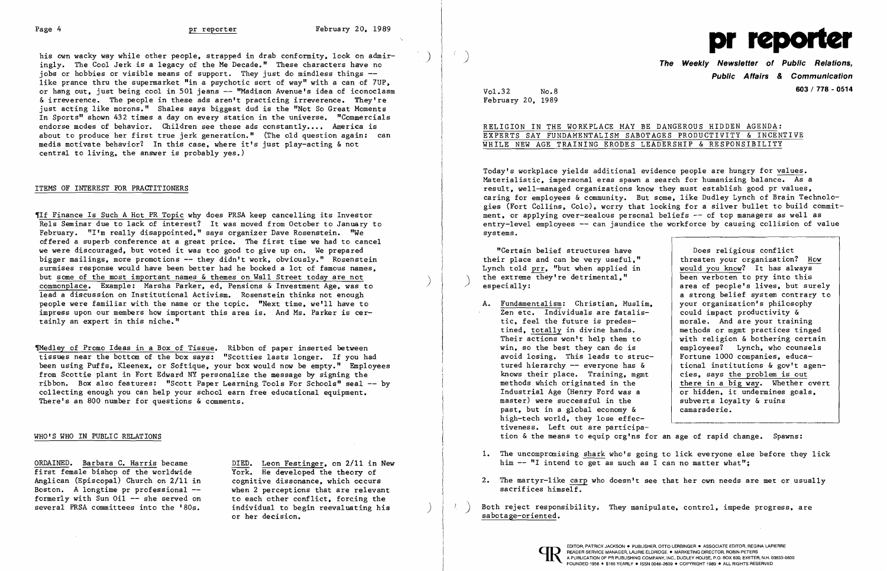his own wacky way while other people, strapped in drab conformity, look on admiringly. The Cool Jerk is a legacy of the Me Decade." These characters have no jobs or hobbies or visible means of support. They just do mindless things -- like prance thru the supermarket "in a psychotic sort of way" with a can of 7UP, or hang out, just being cool in 501 jeans -- "Madison Avenue's idea of iconoclasm & irreverence. The people in these ads aren't practicing irreverence. They're just acting like morons." Shales says biggest dud is the "Not So Great Moments In Sports" shown 432 times a day on every station in the universe. "Commercials endorse modes of behavior. Children see these ads constantly.... America is about to produce her first true jerk generation." (The old question again: can media motivate behavior? In this case, where it's just play-acting & not central to living, the answer is probably yes.)

## ITEMS OF INTEREST FOR PRACTITIONERS

¶<u>If Finance Is Such A Hot PR Topic</u> why does PRSA keep cancelling its Investor Rels Seminar due to lack of interest? It was moved from October to January to February. "I'm really disappointed," says organizer Dave Rosenstein. "We offered a superb conference at a great price. The first time we had to cancel we were discouraged, but voted it was too good to give up on. We prepared bigger mailings, more promotions -- they didn't work, obviously." Rosenstein surmises response would have been better had he booked a lot of famous names, but <u>some of the most important names & themes on Wall Street today are not commonplace</u>. Example: Marsha Parker, ed, Pensions & Investment Age, was to lead a discussion on Institutional Activism. Rosenstein thinks not enough people were familiar with the name or the topic. "Next time, we'll have to impress upon our members how important this area is. And Ms. Parker is certainly an expert in this niche."

¶<u>Medley of Promo Ideas in a Box of Tissue</u>. Ribbon of paper inserted between tissues near the bottom of the box says: "Scotties lasts longer. If you had been using Puffs, Kleenex, or Softique, your box would now be empty." Employees from Scottie plant in Fort Edward NY personalize the message by signing the ribbon. Box also features: "Scott Paper Learning Tools For Schools" seal -- by collecting enough you can help your school earn free educational equipment. There's an 800 number for questions & comments.

## WHO'S WHO IN PUBLIC RELATIONS

<u>ORDAINED</u>. <u>Barbara C. Harris</u> became first female bishop of the worldwide Anglican (Episcopal) Church on 2/11 in Boston. A longtime pr professional -- formerly with Sun Oil -- she served on several PRSA committees into the '80s.

<u>DIED</u>. <u>Leon Festinger</u>, on 2/11 in New York. He developed the theory of cognitive dissonance, which occurs when 2 perceptions that are relevant to each other conflict, forcing the individual to begin reevaluating his or her decision.

# pr reporter

**The Weekly Newsletter of Public Relations, Public Affairs & Communication**

**603 / 778 - 0514**

Vol.32 No.8
February 20, 1989

## RELIGION IN THE WORKPLACE MAY BE DANGEROUS HIDDEN AGENDA: EXPERTS SAY FUNDAMENTALISM SABOTAGES PRODUCTIVITY & INCENTIVE WHILE NEW AGE TRAINING ERODES LEADERSHIP & RESPONSIBILITY

Today's workplace yields additional evidence people are hungry for <u>values</u>. Materialistic, impersonal eras spawn a search for humanizing balance. As a result, well-managed organizations know they must establish good pr values, caring for employees & community. But some, like Dudley Lynch of Brain Technologies (Fort Collins, Colo), worry that looking for a silver bullet to build commitment, or applying over-zealous personal beliefs -- of top managers as well as entry-level employees -- can jaundice the workforce by causing collision of value systems.

> Does religious conflict threaten your organization? <u>How would you know</u>? It has always been verboten to pry into this area of people's lives, but surely a strong belief system contrary to your organization's philosophy could impact productivity & morale. And are your training methods or mgmt practices tinged with religion & bothering certain employees? Lynch, who counsels Fortune 1000 companies, educational institutions & gov't agencies, says <u>the problem is out there in a big way</u>. Whether overt or hidden, it undermines goals, subverts loyalty & ruins camaraderie.

"Certain belief structures have their place and can be very useful," Lynch told <u>prr</u>, "but when applied in the extreme they're detrimental," especially:

A. <u>Fundamentalism</u>: Christian, Muslim, Zen etc. Individuals are fatalistic, feel the future is predestined, <u>totally</u> in divine hands. Their actions won't help them to win, so the best they can do is avoid losing. This leads to structured hierarchy -- everyone has & knows their place. Training, mgmt methods which originated in the Industrial Age (Henry Ford was a master) were successful in the past, but in a global economy & high-tech world, they lose effectiveness. Left out are participation & the means to equip org'ns for an age of rapid change. Spawns:

1. The uncompromising <u>shark</u> who's going to lick everyone else before they lick him -- "I intend to get as much as I can no matter what";

2. The martyr-like <u>carp</u> who doesn't see that her own needs are met or usually sacrifices himself.

Both reject responsibility. They manipulate, control, impede progress, are <u>sabotage-oriented</u>.

EDITOR, PATRICK JACKSON • PUBLISHER, OTTO LERBINGER • ASSOCIATE EDITOR, REGINA LAPIERRE
READER SERVICE MANAGER, LAURIE ELDRIDGE • MARKETING DIRECTOR, ROBIN PETERS
A PUBLICATION OF PR PUBLISHING COMPANY, INC., DUDLEY HOUSE, P.O. BOX 600, EXETER, N.H. 03833-0600
FOUNDED 1958 • $165 YEARLY • ISSN 0048-2609 • COPYRIGHT 1989 • ALL RIGHTS RESERVED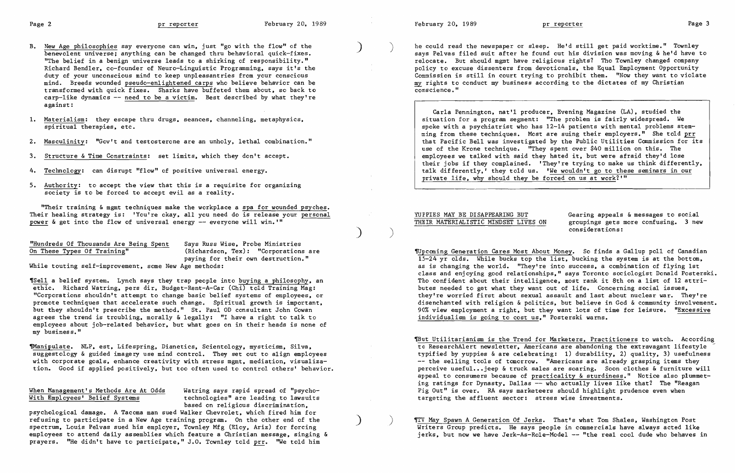B. New Age philosophies say everyone can win, just "go with the flow" of the benevolent universe; anything can be changed thru behavioral quick-fixes. "The belief in a benign universe leads to a shirking of responsibility." Richard Bendler, co-founder of Neuro-Linguistic Programming, says it's the duty of your unconscious mind to keep unpleasantries from your conscious mind. Breeds wounded pseudo-enlightened carps who believe behavior can be transformed with quick fixes. Sharks have buffeted them about, so back to carp-like dynamics -- need to be a victim. Best described by what they're against:

1. Materialism: they escape thru drugs, seances, channeling, metaphysics, spiritual therapies, etc.
2. Masculinity: "Gov't and testosterone are an unholy, lethal combination."
3. Structure & Time Constraints: set limits, which they don't accept.
4. Technology: can disrupt "flow" of positive universal energy.
5. Authority: to accept the view that this is a requisite for organizing society is to be forced to accept evil as a reality.

"Their training & mgmt techniques make the workplace a spa for wounded psyches. Their healing strategy is: 'You're okay, all you need do is release your personal power & get into the flow of universal energy -- everyone will win.'"

## "Hundreds Of Thousands Are Being Spent On These Types Of Training"

Says Russ Wise, Probe Ministries (Richardson, Tex): "Corporations are paying for their own destruction." While touting self-improvement, some New Age methods:

¶Sell a belief system. Lynch says they trap people into buying a philosophy, an ethic. Richard Watring, pers dir, Budget-Rent-A-Car (Chi) told Training Mag: "Corporations shouldn't attempt to change basic belief systems of employees, or promote techniques that accelerate such change. Spiritual growth is important, but they shouldn't prescribe the method." St. Paul OD consultant John Cowan agrees the trend is troubling, morally & legally: "I have a right to talk to employees about job-related behavior, but what goes on in their heads is none of my business."

¶Manipulate. NLP, est, Lifespring, Dianetics, Scientology, mysticism, Silva, suggestology & guided imagery use mind control. They set out to align employees with corporate goals, enhance creativity with stress mgmt, mediation, visualization. Good if applied positively, but too often used to control others' behavior.

## When Management's Methods Are At Odds With Employees' Belief Systems

Watring says rapid spread of "psychotechnologies" are leading to lawsuits based on religious discrimination, psychological damage. A Tacoma man sued Walker Chevrolet, which fired him for refusing to participate in a New Age training program. On the other end of the spectrum, Louis Pelvas sued his employer, Townley Mfg (Eloy, Ariz) for forcing employees to attend daily assemblies which feature a Christian message, singing & prayers. "He didn't have to participate," J.O. Townley told prr. "We told him he could read the newspaper or sleep. He'd still get paid worktime." Townley says Pelvas filed suit after he found out his division was moving & he'd have to relocate. But should mgmt have religious rights? Tho Townley changed company policy to excuse dissenters from devotionals, the Equal Employment Opportunity Commission is still in court trying to prohibit them. "Now they want to violate my rights to conduct my business according to the dictates of my Christian conscience."

> Carla Pennington, nat'l producer, Evening Magazine (LA), studied the situation for a program segment: "The problem is fairly widespread. We spoke with a psychiatrist who has 12-14 patients with mental problems stemming from these techniques. Most are suing their employers." She told prr that Pacific Bell was investigated by the Public Utilities Commission for its use of the Krone technique. "They spent over $40 million on this. The employees we talked with said they hated it, but were afraid they'd lose their jobs if they complained. 'They're trying to make us think differently, talk differently,' they told us. 'We wouldn't go to these seminars in our private life, why should they be forced on us at work?'"

## YUPPIES MAY BE DISAPPEARING BUT THEIR MATERIALISTIC MINDSET LIVES ON

Gearing appeals & messages to social groupings gets more confusing. 3 new considerations:

¶Upcoming Generation Cares Most About Money. So finds a Gallup poll of Canadian 15-24 yr olds. While bucks top the list, bucking the system is at the bottom, as is changing the world. "They're into success, a combination of flying 1st class and enjoying good relationships," says Toronto sociologist Donald Posterski. Tho confident about their intelligence, most rank it 8th on a list of 12 attributes needed to get what they want out of life. Concerning social issues, they're worried first about sexual assault and last about nuclear war. They're disenchanted with religion & politics, but believe in God & community involvement. 90% view employment a right, but they want lots of time for leisure. "Excessive individualism is going to cost us," Posterski warns.

¶But Utilitarianism is the Trend for Marketers, Practitioners to watch. According to ResearchAlert newsletter, Americans are abandoning the extravagant lifestyle typified by yuppies & are celebrating: 1) durability, 2) quality, 3) usefulness -- the selling tools of tomorrow. "Americans are already grasping items they perceive useful...jeep & truck sales are soaring. Soon clothes & furniture will appeal to consumers because of practicality & sturdiness." Notice also plummeting ratings for Dynasty, Dallas -- who actually lives like that? The "Reagan Pig Out" is over. RA says marketeers should highlight prudence even when targeting the affluent sector: stress wise investments.

¶TV May Spawn A Generation Of Jerks. That's what Tom Shales, Washington Post Writers Group predicts. He says people in commercials have always acted like jerks, but now we have Jerk-As-Role-Model -- "the real cool dude who behaves in